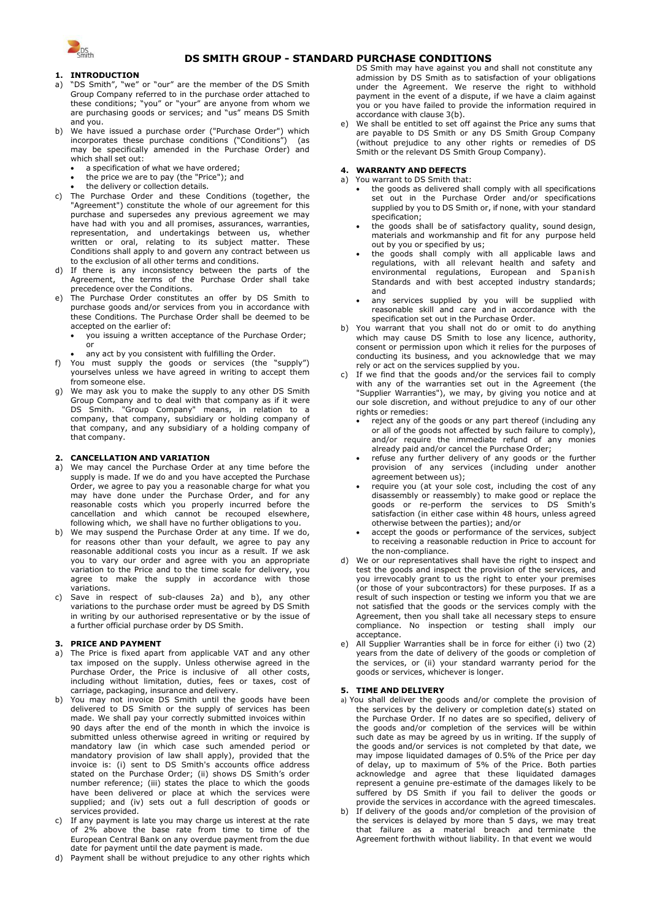# DS SMITH GROUP - STANDARD PURCHASE CONDITIONS

## 1. INTRODUCTION

a) "DS Smith", "we" or "our" are the member of the DS Smith Group Company referred to in the purchase order attached to these conditions; "you" or "your" are anyone from whom we are purchasing goods or services; and "us" means DS Smith and you.

b) We have issued a purchase order ("Purchase Order") which incorporates these purchase conditions ("Conditions") (as may be specifically amended in the Purchase Order) and which shall set out:
- a specification of what we have ordered;
- the price we are to pay (the "Price"); and
- the delivery or collection details.

c) The Purchase Order and these Conditions (together, the "Agreement") constitute the whole of our agreement for this purchase and supersedes any previous agreement we may have had with you and all promises, assurances, warranties, representation, and undertakings between us, whether written or oral, relating to its subject matter. These Conditions shall apply to and govern any contract between us to the exclusion of all other terms and conditions.

d) If there is any inconsistency between the parts of the Agreement, the terms of the Purchase Order shall take precedence over the Conditions.

e) The Purchase Order constitutes an offer by DS Smith to purchase goods and/or services from you in accordance with these Conditions. The Purchase Order shall be deemed to be accepted on the earlier of:
- you issuing a written acceptance of the Purchase Order; or
- any act by you consistent with fulfilling the Order.

f) You must supply the goods or services (the "supply") yourselves unless we have agreed in writing to accept them from someone else.

g) We may ask you to make the supply to any other DS Smith Group Company and to deal with that company as if it were DS Smith. "Group Company" means, in relation to a company, that company, subsidiary or holding company of that company, and any subsidiary of a holding company of that company.

## 2. CANCELLATION AND VARIATION

a) We may cancel the Purchase Order at any time before the supply is made. If we do and you have accepted the Purchase Order, we agree to pay you a reasonable charge for what you may have done under the Purchase Order, and for any reasonable costs which you properly incurred before the cancellation and which cannot be recouped elsewhere, following which, we shall have no further obligations to you.

b) We may suspend the Purchase Order at any time. If we do, for reasons other than your default, we agree to pay any reasonable additional costs you incur as a result. If we ask you to vary our order and agree with you an appropriate variation to the Price and to the time scale for delivery, you agree to make the supply in accordance with those variations.

c) Save in respect of sub-clauses 2a) and b), any other variations to the purchase order must be agreed by DS Smith in writing by our authorised representative or by the issue of a further official purchase order by DS Smith.

## 3. PRICE AND PAYMENT

a) The Price is fixed apart from applicable VAT and any other tax imposed on the supply. Unless otherwise agreed in the Purchase Order, the Price is inclusive of all other costs, including without limitation, duties, fees or taxes, cost of carriage, packaging, insurance and delivery.

b) You may not invoice DS Smith until the goods have been delivered to DS Smith or the supply of services has been made. We shall pay your correctly submitted invoices within 90 days after the end of the month in which the invoice is submitted unless otherwise agreed in writing or required by mandatory law (in which case such amended period or mandatory provision of law shall apply), provided that the invoice is: (i) sent to DS Smith's accounts office address stated on the Purchase Order; (ii) shows DS Smith's order number reference; (iii) states the place to which the goods have been delivered or place at which the services were supplied; and (iv) sets out a full description of goods or services provided.

c) If any payment is late you may charge us interest at the rate of 2% above the base rate from time to time of the European Central Bank on any overdue payment from the due date for payment until the date payment is made.

d) Payment shall be without prejudice to any other rights which DS Smith may have against you and shall not constitute any admission by DS Smith as to satisfaction of your obligations under the Agreement. We reserve the right to withhold payment in the event of a dispute, if we have a claim against you or you have failed to provide the information required in accordance with clause 3(b).

e) We shall be entitled to set off against the Price any sums that are payable to DS Smith or any DS Smith Group Company (without prejudice to any other rights or remedies of DS Smith or the relevant DS Smith Group Company).

## 4. WARRANTY AND DEFECTS

a) You warrant to DS Smith that:
- the goods as delivered shall comply with all specifications set out in the Purchase Order and/or specifications supplied by you to DS Smith or, if none, with your standard specification;
- the goods shall be of satisfactory quality, sound design, materials and workmanship and fit for any purpose held out by you or specified by us;
- the goods shall comply with all applicable laws and regulations, with all relevant health and safety and environmental regulations, European and Spanish Standards and with best accepted industry standards; and
- any services supplied by you will be supplied with reasonable skill and care and in accordance with the specification set out in the Purchase Order.

b) You warrant that you shall not do or omit to do anything which may cause DS Smith to lose any licence, authority, consent or permission upon which it relies for the purposes of conducting its business, and you acknowledge that we may rely or act on the services supplied by you.

c) If we find that the goods and/or the services fail to comply with any of the warranties set out in the Agreement (the "Supplier Warranties"), we may, by giving you notice and at our sole discretion, and without prejudice to any of our other rights or remedies:
- reject any of the goods or any part thereof (including any or all of the goods not affected by such failure to comply), and/or require the immediate refund of any monies already paid and/or cancel the Purchase Order;
- refuse any further delivery of any goods or the further provision of any services (including under another agreement between us);
- require you (at your sole cost, including the cost of any disassembly or reassembly) to make good or replace the goods or re-perform the services to DS Smith's satisfaction (in either case within 48 hours, unless agreed otherwise between the parties); and/or
- accept the goods or performance of the services, subject to receiving a reasonable reduction in Price to account for the non-compliance.

d) We or our representatives shall have the right to inspect and test the goods and inspect the provision of the services, and you irrevocably grant to us the right to enter your premises (or those of your subcontractors) for these purposes. If as a result of such inspection or testing we inform you that we are not satisfied that the goods or the services comply with the Agreement, then you shall take all necessary steps to ensure compliance. No inspection or testing shall imply our acceptance.

e) All Supplier Warranties shall be in force for either (i) two (2) years from the date of delivery of the goods or completion of the services, or (ii) your standard warranty period for the goods or services, whichever is longer.

## 5. TIME AND DELIVERY

a) You shall deliver the goods and/or complete the provision of the services by the delivery or completion date(s) stated on the Purchase Order. If no dates are so specified, delivery of the goods and/or completion of the services will be within such date as may be agreed by us in writing. If the supply of the goods and/or services is not completed by that date, we may impose liquidated damages of 0.5% of the Price per day of delay, up to maximum of 5% of the Price. Both parties acknowledge and agree that these liquidated damages represent a genuine pre-estimate of the damages likely to be suffered by DS Smith if you fail to deliver the goods or provide the services in accordance with the agreed timescales.

b) If delivery of the goods and/or completion of the provision of the services is delayed by more than 5 days, we may treat that failure as a material breach and terminate the Agreement forthwith without liability. In that event we would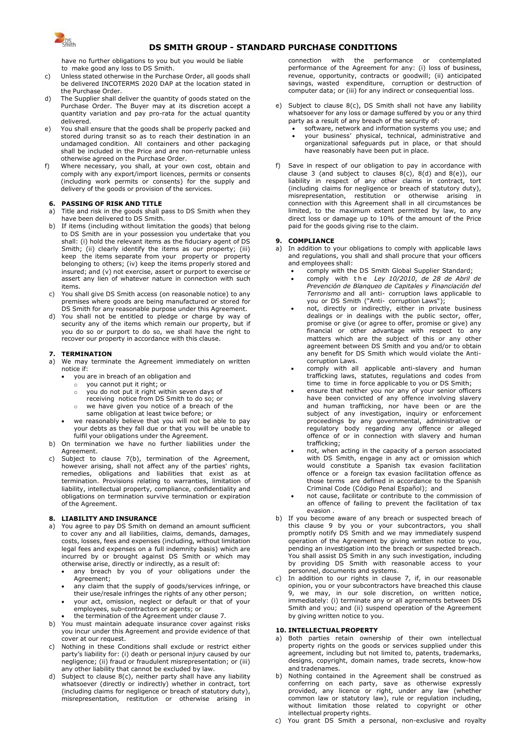have no further obligations to you but you would be liable to make good any loss to DS Smith.

c) Unless stated otherwise in the Purchase Order, all goods shall be delivered INCOTERMS 2020 DAP at the location stated in the Purchase Order.

d) The Supplier shall deliver the quantity of goods stated on the Purchase Order. The Buyer may at its discretion accept a quantity variation and pay pro-rata for the actual quantity delivered.

e) You shall ensure that the goods shall be properly packed and stored during transit so as to reach their destination in an undamaged condition. All containers and other packaging shall be included in the Price and are non-returnable unless otherwise agreed on the Purchase Order.

f) Where necessary, you shall, at your own cost, obtain and comply with any export/import licences, permits or consents (including work permits or consents) for the supply and delivery of the goods or provision of the services.

### 6. PASSING OF RISK AND TITLE

a) Title and risk in the goods shall pass to DS Smith when they have been delivered to DS Smith.

b) If items (including without limitation the goods) that belong to DS Smith are in your possession you undertake that you shall: (i) hold the relevant items as the fiduciary agent of DS Smith; (ii) clearly identify the items as our property; (iii) keep the items separate from your property or property belonging to others; (iv) keep the items properly stored and insured; and (v) not exercise, assert or purport to exercise or assert any lien of whatever nature in connection with such items.

c) You shall give DS Smith access (on reasonable notice) to any premises where goods are being manufactured or stored for DS Smith for any reasonable purpose under this Agreement.

d) You shall not be entitled to pledge or charge by way of security any of the items which remain our property, but if you do so or purport to do so, we shall have the right to recover our property in accordance with this clause.

### 7. TERMINATION

a) We may terminate the Agreement immediately on written notice if:
- you are in breach of an obligation and
  - you cannot put it right; or
  - you do not put it right within seven days of receiving notice from DS Smith to do so; or
  - we have given you notice of a breach of the same obligation at least twice before; or
- we reasonably believe that you will not be able to pay your debts as they fall due or that you will be unable to fulfil your obligations under the Agreement.

b) On termination we have no further liabilities under the Agreement.

c) Subject to clause 7(b), termination of the Agreement, however arising, shall not affect any of the parties' rights, remedies, obligations and liabilities that exist as at termination. Provisions relating to warranties, limitation of liability, intellectual property, compliance, confidentiality and obligations on termination survive termination or expiration of the Agreement.

### 8. LIABILITY AND INSURANCE

a) You agree to pay DS Smith on demand an amount sufficient to cover any and all liabilities, claims, demands, damages, costs, losses, fees and expenses (including, without limitation legal fees and expenses on a full indemnity basis) which are incurred by or brought against DS Smith or which may otherwise arise, directly or indirectly, as a result of:
- any breach by you of your obligations under the Agreement;
- any claim that the supply of goods/services infringe, or their use/resale infringes the rights of any other person;
- your act, omission, neglect or default or that of your employees, sub-contractors or agents; or
- the termination of the Agreement under clause 7.

b) You must maintain adequate insurance cover against risks you incur under this Agreement and provide evidence of that cover at our request.

c) Nothing in these Conditions shall exclude or restrict either party's liability for: (i) death or personal injury caused by our negligence; (ii) fraud or fraudulent misrepresentation; or (iii) any other liability that cannot be excluded by law.

d) Subject to clause 8(c), neither party shall have any liability whatsoever (directly or indirectly) whether in contract, tort (including claims for negligence or breach of statutory duty), misrepresentation, restitution or otherwise arising in connection with the performance or contemplated performance of the Agreement for any: (i) loss of business, revenue, opportunity, contracts or goodwill; (ii) anticipated savings, wasted expenditure, corruption or destruction of computer data; or (iii) for any indirect or consequential loss.

e) Subject to clause 8(c), DS Smith shall not have any liability whatsoever for any loss or damage suffered by you or any third party as a result of any breach of the security of:
- software, network and information systems you use; and
- your business' physical, technical, administrative and organizational safeguards put in place, or that should have reasonably have been put in place.

f) Save in respect of our obligation to pay in accordance with clause 3 (and subject to clauses 8(c), 8(d) and 8(e)), our liability in respect of any other claims in contract, tort (including claims for negligence or breach of statutory duty), misrepresentation, restitution or otherwise arising in connection with this Agreement shall in all circumstances be limited, to the maximum extent permitted by law, to any direct loss or damage up to 10% of the amount of the Price paid for the goods giving rise to the claim.

### 9. COMPLIANCE

a) In addition to your obligations to comply with applicable laws and regulations, you shall and shall procure that your officers and employees shall:
- comply with the DS Smith Global Supplier Standard;
- comply with the *Ley 10/2010, de 28 de Abril de Prevención de Blanqueo de Capitales y Financiación del Terrorismo* and all anti- corruption laws applicable to you or DS Smith ("Anti- corruption Laws");
- not, directly or indirectly, either in private business dealings or in dealings with the public sector, offer, promise or give (or agree to offer, promise or give) any financial or other advantage with respect to any matters which are the subject of this or any other agreement between DS Smith and you and/or to obtain any benefit for DS Smith which would violate the Anti-corruption Laws.
- comply with all applicable anti-slavery and human trafficking laws, statutes, regulations and codes from time to time in force applicable to you or DS Smith;
- ensure that neither you nor any of your senior officers have been convicted of any offence involving slavery and human trafficking, nor have been or are the subject of any investigation, inquiry or enforcement proceedings by any governmental, administrative or regulatory body regarding any offence or alleged offence of or in connection with slavery and human trafficking;
- not, when acting in the capacity of a person associated with DS Smith, engage in any act or omission which would constitute a Spanish tax evasion facilitation offence or a foreign tax evasion facilitation offence as those terms are defined in accordance to the Spanish Criminal Code (Código Penal Español); and
- not cause, facilitate or contribute to the commission of an offence of failing to prevent the facilitation of tax evasion .

b) If you become aware of any breach or suspected breach of this clause 9 by you or your subcontractors, you shall promptly notify DS Smith and we may immediately suspend operation of the Agreement by giving written notice to you, pending an investigation into the breach or suspected breach. You shall assist DS Smith in any such investigation, including by providing DS Smith with reasonable access to your personnel, documents and systems.

c) In addition to our rights in clause 7, if, in our reasonable opinion, you or your subcontractors have breached this clause 9, we may, in our sole discretion, on written notice, immediately: (i) terminate any or all agreements between DS Smith and you; and (ii) suspend operation of the Agreement by giving written notice to you.

### 10. INTELLECTUAL PROPERTY

a) Both parties retain ownership of their own intellectual property rights on the goods or services supplied under this agreement, including but not limited to, patents, trademarks, designs, copyright, domain names, trade secrets, know-how and tradenames.

b) Nothing contained in the Agreement shall be construed as conferring on each party, save as otherwise expressly provided, any licence or right, under any law (whether common law or statutory law), rule or regulation including, without limitation those related to copyright or other intellectual property rights.

c) You grant DS Smith a personal, non-exclusive and royalty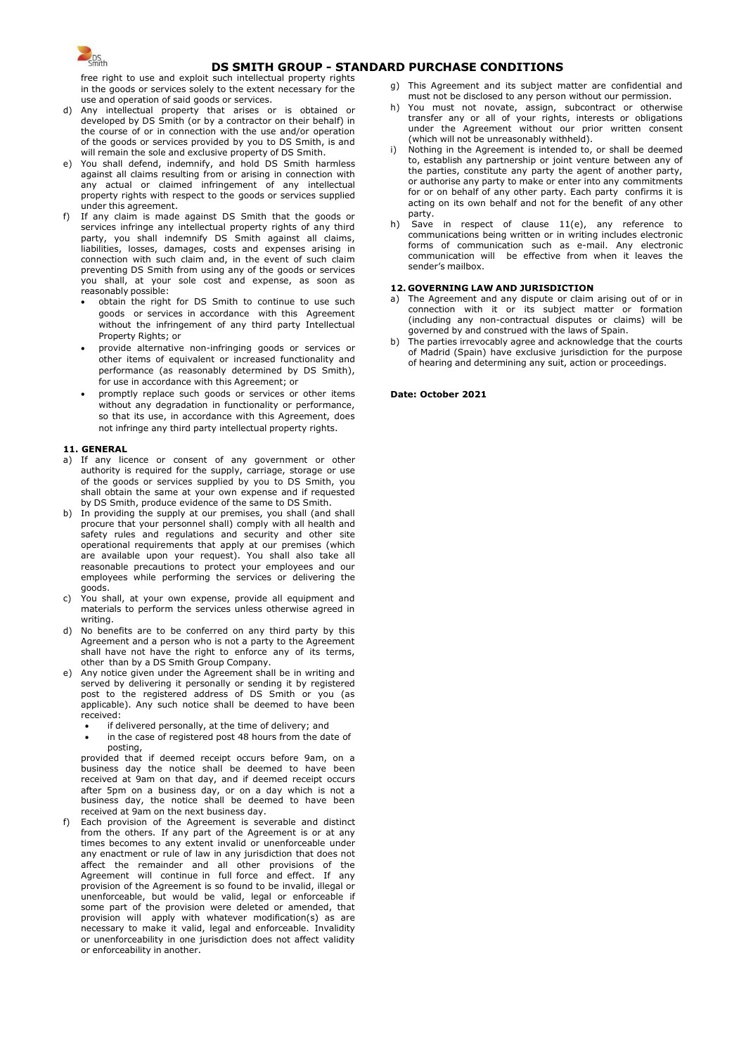free right to use and exploit such intellectual property rights in the goods or services solely to the extent necessary for the use and operation of said goods or services.

d) Any intellectual property that arises or is obtained or developed by DS Smith (or by a contractor on their behalf) in the course of or in connection with the use and/or operation of the goods or services provided by you to DS Smith, is and will remain the sole and exclusive property of DS Smith.

e) You shall defend, indemnify, and hold DS Smith harmless against all claims resulting from or arising in connection with any actual or claimed infringement of any intellectual property rights with respect to the goods or services supplied under this agreement.

f) If any claim is made against DS Smith that the goods or services infringe any intellectual property rights of any third party, you shall indemnify DS Smith against all claims, liabilities, losses, damages, costs and expenses arising in connection with such claim and, in the event of such claim preventing DS Smith from using any of the goods or services you shall, at your sole cost and expense, as soon as reasonably possible:
   - obtain the right for DS Smith to continue to use such goods or services in accordance with this Agreement without the infringement of any third party Intellectual Property Rights; or
   - provide alternative non-infringing goods or services or other items of equivalent or increased functionality and performance (as reasonably determined by DS Smith), for use in accordance with this Agreement; or
   - promptly replace such goods or services or other items without any degradation in functionality or performance, so that its use, in accordance with this Agreement, does not infringe any third party intellectual property rights.

**11. GENERAL**

a) If any licence or consent of any government or other authority is required for the supply, carriage, storage or use of the goods or services supplied by you to DS Smith, you shall obtain the same at your own expense and if requested by DS Smith, produce evidence of the same to DS Smith.

b) In providing the supply at our premises, you shall (and shall procure that your personnel shall) comply with all health and safety rules and regulations and security and other site operational requirements that apply at our premises (which are available upon your request). You shall also take all reasonable precautions to protect your employees and our employees while performing the services or delivering the goods.

c) You shall, at your own expense, provide all equipment and materials to perform the services unless otherwise agreed in writing.

d) No benefits are to be conferred on any third party by this Agreement and a person who is not a party to the Agreement shall have not have the right to enforce any of its terms, other than by a DS Smith Group Company.

e) Any notice given under the Agreement shall be in writing and served by delivering it personally or sending it by registered post to the registered address of DS Smith or you (as applicable). Any such notice shall be deemed to have been received:
   - if delivered personally, at the time of delivery; and
   - in the case of registered post 48 hours from the date of posting,

   provided that if deemed receipt occurs before 9am, on a business day the notice shall be deemed to have been received at 9am on that day, and if deemed receipt occurs after 5pm on a business day, or on a day which is not a business day, the notice shall be deemed to have been received at 9am on the next business day.

f) Each provision of the Agreement is severable and distinct from the others. If any part of the Agreement is or at any times becomes to any extent invalid or unenforceable under any enactment or rule of law in any jurisdiction that does not affect the remainder and all other provisions of the Agreement will continue in full force and effect. If any provision of the Agreement is so found to be invalid, illegal or unenforceable, but would be valid, legal or enforceable if some part of the provision were deleted or amended, that provision will apply with whatever modification(s) as are necessary to make it valid, legal and enforceable. Invalidity or unenforceability in one jurisdiction does not affect validity or enforceability in another.

g) This Agreement and its subject matter are confidential and must not be disclosed to any person without our permission.

h) You must not novate, assign, subcontract or otherwise transfer any or all of your rights, interests or obligations under the Agreement without our prior written consent (which will not be unreasonably withheld).

i) Nothing in the Agreement is intended to, or shall be deemed to, establish any partnership or joint venture between any of the parties, constitute any party the agent of another party, or authorise any party to make or enter into any commitments for or on behalf of any other party. Each party confirms it is acting on its own behalf and not for the benefit of any other party.

h) Save in respect of clause 11(e), any reference to communications being written or in writing includes electronic forms of communication such as e-mail. Any electronic communication will be effective from when it leaves the sender's mailbox.

**12. GOVERNING LAW AND JURISDICTION**

a) The Agreement and any dispute or claim arising out of or in connection with it or its subject matter or formation (including any non-contractual disputes or claims) will be governed by and construed with the laws of Spain.

b) The parties irrevocably agree and acknowledge that the courts of Madrid (Spain) have exclusive jurisdiction for the purpose of hearing and determining any suit, action or proceedings.

**Date: October 2021**